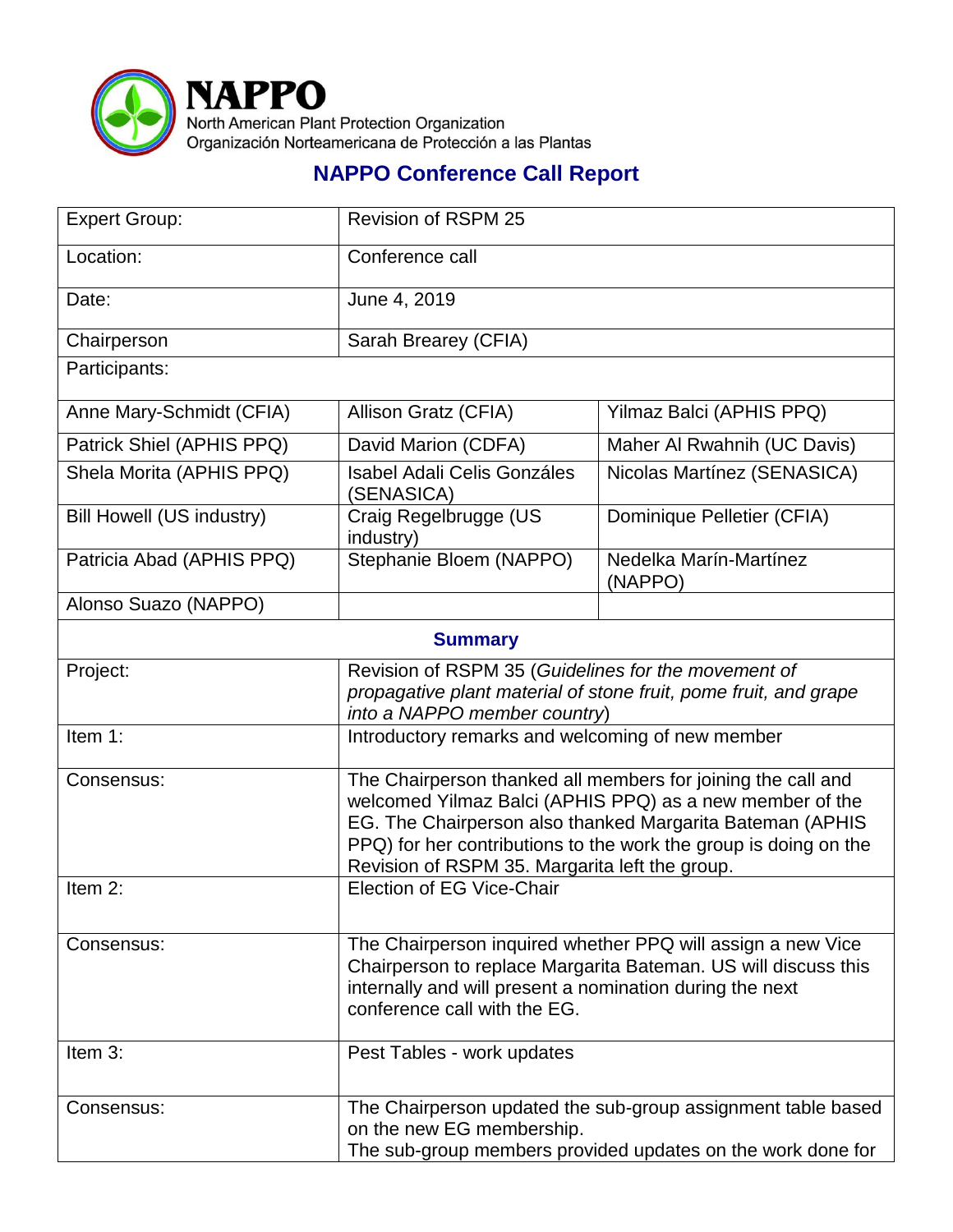# NAPPO

North American Plant Protection Organization
Organización Norteamericana de Protección a las Plantas

## NAPPO Conference Call Report

| Expert Group: | Revision of RSPM 25 | |
|---|---|---|
| Location: | Conference call | |
| Date: | June 4, 2019 | |
| Chairperson | Sarah Brearey (CFIA) | |
| Participants: | | |
| Anne Mary-Schmidt (CFIA) | Allison Gratz (CFIA) | Yilmaz Balci (APHIS PPQ) |
| Patrick Shiel (APHIS PPQ) | David Marion (CDFA) | Maher Al Rwahnih (UC Davis) |
| Shela Morita (APHIS PPQ) | Isabel Adali Celis Gonzáles (SENASICA) | Nicolas Martínez (SENASICA) |
| Bill Howell (US industry) | Craig Regelbrugge (US industry) | Dominique Pelletier (CFIA) |
| Patricia Abad (APHIS PPQ) | Stephanie Bloem (NAPPO) | Nedelka Marín-Martínez (NAPPO) |
| Alonso Suazo (NAPPO) | | |

### Summary

| | |
|---|---|
| Project: | Revision of RSPM 35 (*Guidelines for the movement of propagative plant material of stone fruit, pome fruit, and grape into a NAPPO member country*) |
| Item 1: | Introductory remarks and welcoming of new member |
| Consensus: | The Chairperson thanked all members for joining the call and welcomed Yilmaz Balci (APHIS PPQ) as a new member of the EG. The Chairperson also thanked Margarita Bateman (APHIS PPQ) for her contributions to the work the group is doing on the Revision of RSPM 35. Margarita left the group. |
| Item 2: | Election of EG Vice-Chair |
| Consensus: | The Chairperson inquired whether PPQ will assign a new Vice Chairperson to replace Margarita Bateman. US will discuss this internally and will present a nomination during the next conference call with the EG. |
| Item 3: | Pest Tables - work updates |
| Consensus: | The Chairperson updated the sub-group assignment table based on the new EG membership. The sub-group members provided updates on the work done for |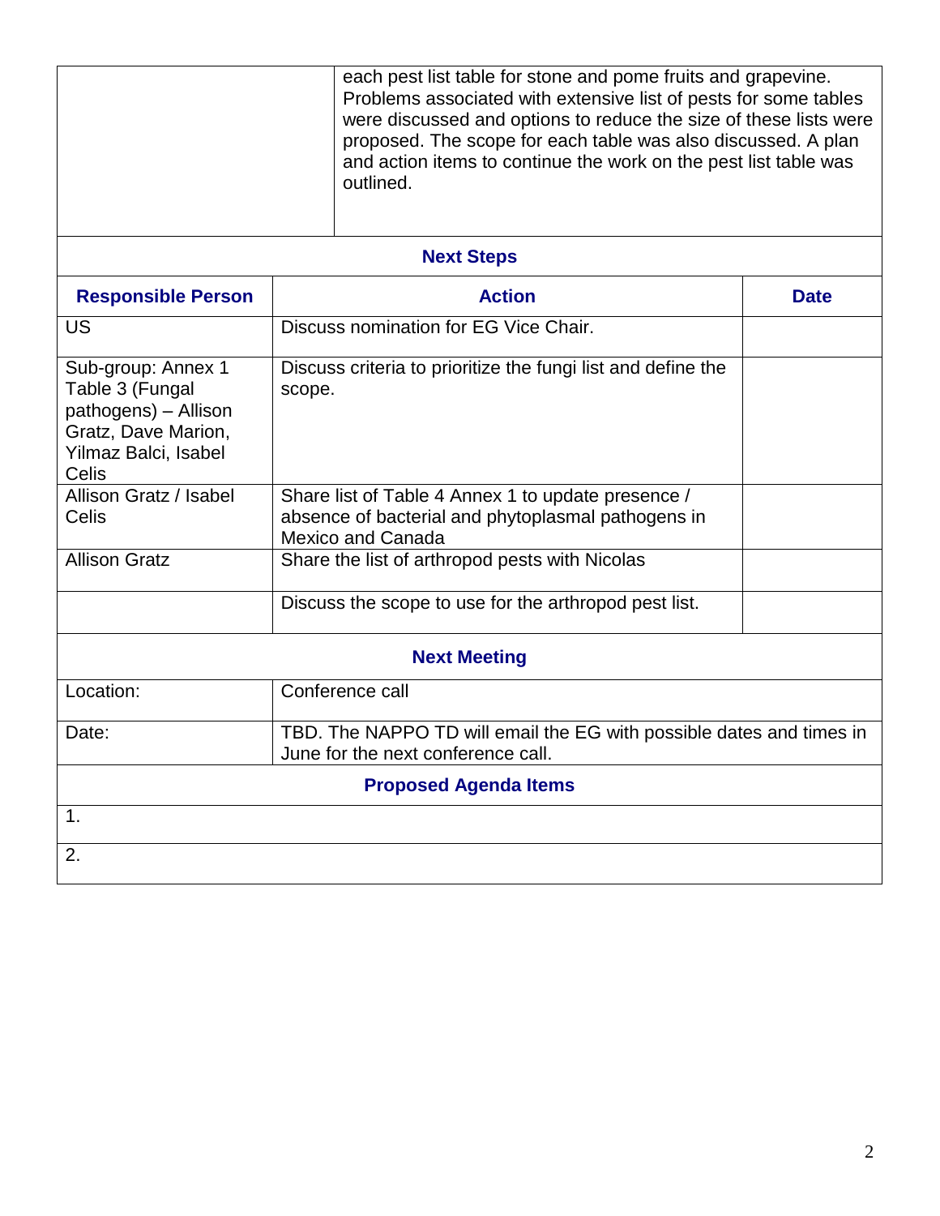| | |
|---|---|
| | each pest list table for stone and pome fruits and grapevine. Problems associated with extensive list of pests for some tables were discussed and options to reduce the size of these lists were proposed. The scope for each table was also discussed. A plan and action items to continue the work on the pest list table was outlined. |

**Next Steps**

| Responsible Person | Action | Date |
|---|---|---|
| US | Discuss nomination for EG Vice Chair. | |
| Sub-group: Annex 1 Table 3 (Fungal pathogens) – Allison Gratz, Dave Marion, Yilmaz Balci, Isabel Celis | Discuss criteria to prioritize the fungi list and define the scope. | |
| Allison Gratz / Isabel Celis | Share list of Table 4 Annex 1 to update presence / absence of bacterial and phytoplasmal pathogens in Mexico and Canada | |
| Allison Gratz | Share the list of arthropod pests with Nicolas | |
| | Discuss the scope to use for the arthropod pest list. | |

**Next Meeting**

| | |
|---|---|
| Location: | Conference call |
| Date: | TBD. The NAPPO TD will email the EG with possible dates and times in June for the next conference call. |

**Proposed Agenda Items**

1.

2.